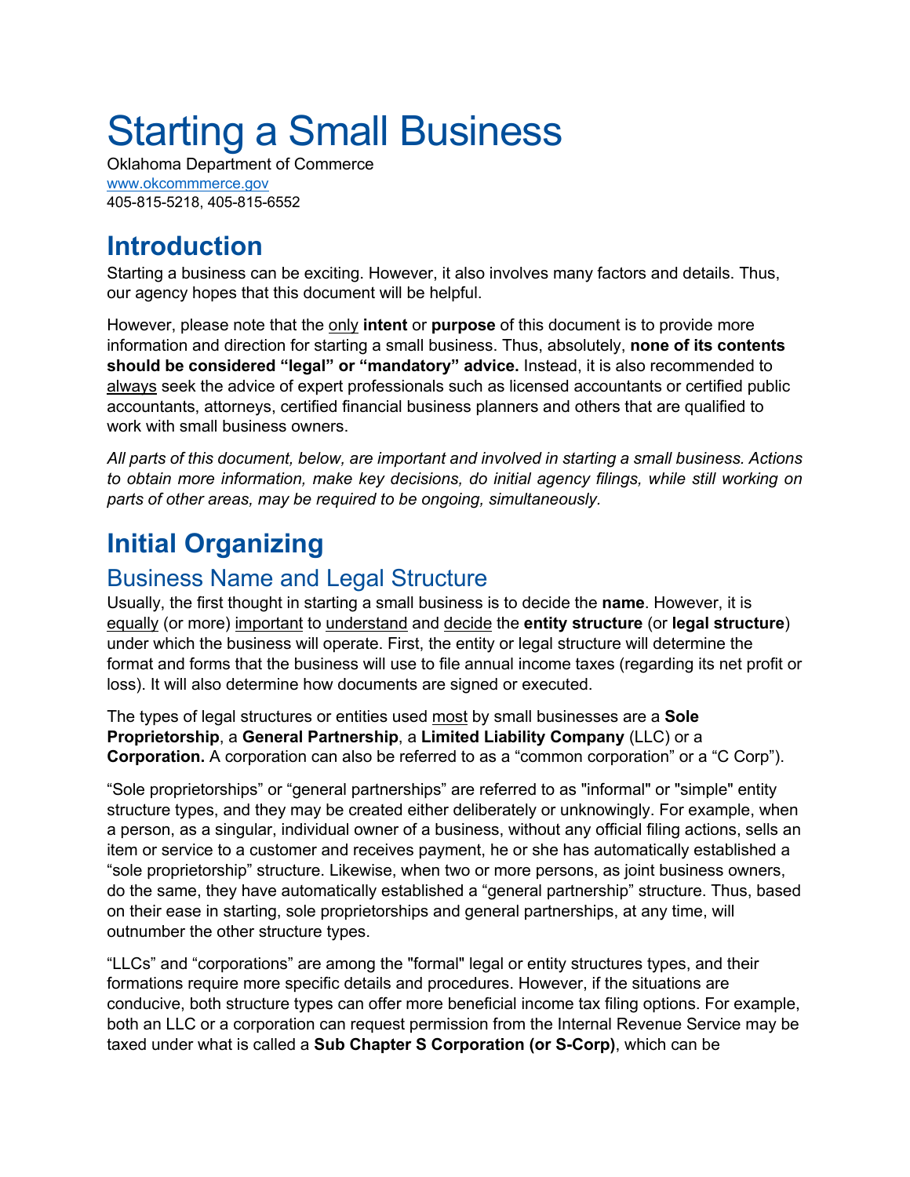# Starting a Small Business

Oklahoma Department of Commerce
www.okcommmerce.gov
405-815-5218, 405-815-6552

## Introduction

Starting a business can be exciting. However, it also involves many factors and details. Thus, our agency hopes that this document will be helpful.

However, please note that the only **intent** or **purpose** of this document is to provide more information and direction for starting a small business. Thus, absolutely, **none of its contents should be considered "legal" or "mandatory" advice.** Instead, it is also recommended to always seek the advice of expert professionals such as licensed accountants or certified public accountants, attorneys, certified financial business planners and others that are qualified to work with small business owners.

*All parts of this document, below, are important and involved in starting a small business. Actions to obtain more information, make key decisions, do initial agency filings, while still working on parts of other areas, may be required to be ongoing, simultaneously.*

## Initial Organizing

### Business Name and Legal Structure

Usually, the first thought in starting a small business is to decide the **name**. However, it is equally (or more) important to understand and decide the **entity structure** (or **legal structure**) under which the business will operate. First, the entity or legal structure will determine the format and forms that the business will use to file annual income taxes (regarding its net profit or loss). It will also determine how documents are signed or executed.

The types of legal structures or entities used most by small businesses are a **Sole Proprietorship**, a **General Partnership**, a **Limited Liability Company** (LLC) or a **Corporation.** A corporation can also be referred to as a "common corporation" or a "C Corp").

"Sole proprietorships" or "general partnerships" are referred to as "informal" or "simple" entity structure types, and they may be created either deliberately or unknowingly. For example, when a person, as a singular, individual owner of a business, without any official filing actions, sells an item or service to a customer and receives payment, he or she has automatically established a "sole proprietorship" structure. Likewise, when two or more persons, as joint business owners, do the same, they have automatically established a "general partnership" structure. Thus, based on their ease in starting, sole proprietorships and general partnerships, at any time, will outnumber the other structure types.

"LLCs" and "corporations" are among the "formal" legal or entity structures types, and their formations require more specific details and procedures. However, if the situations are conducive, both structure types can offer more beneficial income tax filing options. For example, both an LLC or a corporation can request permission from the Internal Revenue Service may be taxed under what is called a **Sub Chapter S Corporation (or S-Corp)**, which can be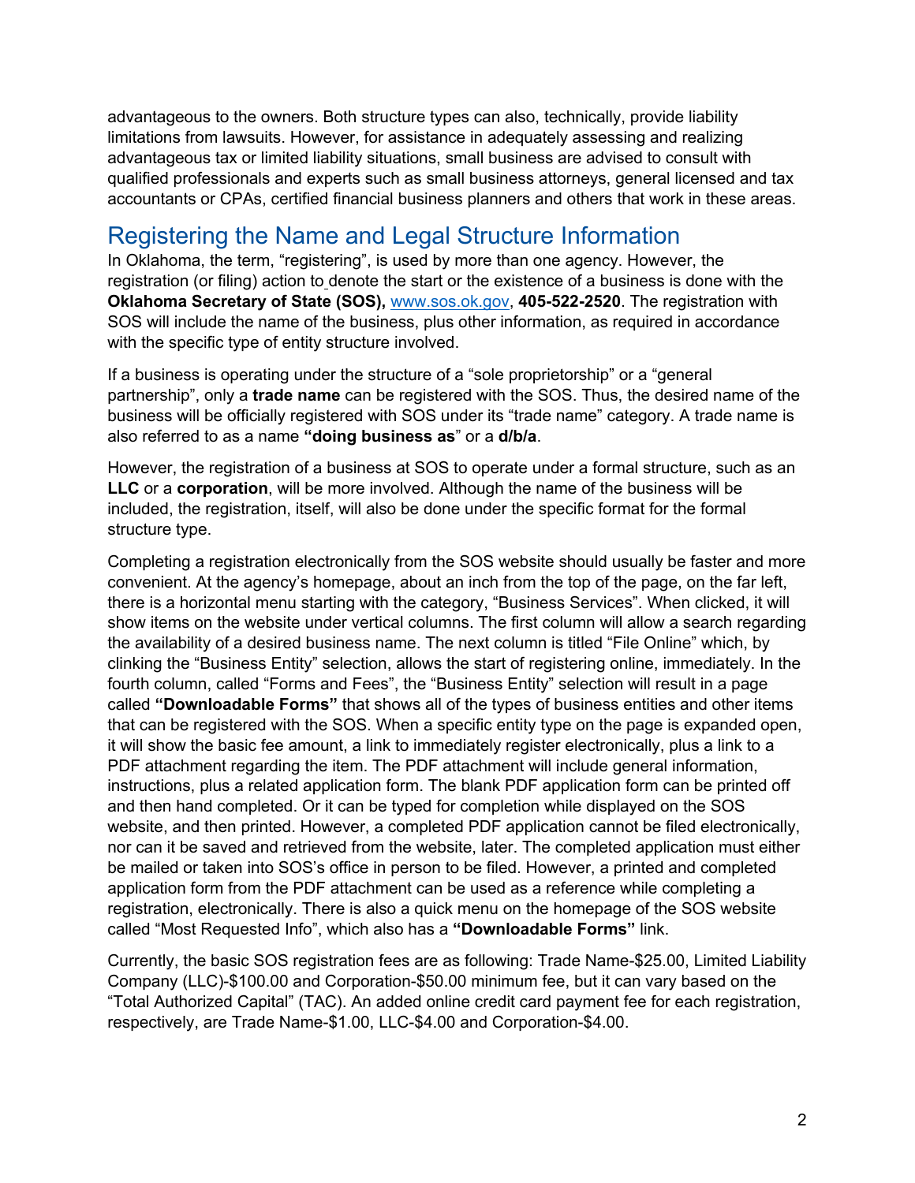advantageous to the owners. Both structure types can also, technically, provide liability limitations from lawsuits. However, for assistance in adequately assessing and realizing advantageous tax or limited liability situations, small business are advised to consult with qualified professionals and experts such as small business attorneys, general licensed and tax accountants or CPAs, certified financial business planners and others that work in these areas.

## Registering the Name and Legal Structure Information

In Oklahoma, the term, "registering", is used by more than one agency. However, the registration (or filing) action to denote the start or the existence of a business is done with the **Oklahoma Secretary of State (SOS),** www.sos.ok.gov, **405-522-2520**. The registration with SOS will include the name of the business, plus other information, as required in accordance with the specific type of entity structure involved.

If a business is operating under the structure of a "sole proprietorship" or a "general partnership", only a **trade name** can be registered with the SOS. Thus, the desired name of the business will be officially registered with SOS under its "trade name" category. A trade name is also referred to as a name **"doing business as"** or a **d/b/a**.

However, the registration of a business at SOS to operate under a formal structure, such as an **LLC** or a **corporation**, will be more involved. Although the name of the business will be included, the registration, itself, will also be done under the specific format for the formal structure type.

Completing a registration electronically from the SOS website should usually be faster and more convenient. At the agency's homepage, about an inch from the top of the page, on the far left, there is a horizontal menu starting with the category, "Business Services". When clicked, it will show items on the website under vertical columns. The first column will allow a search regarding the availability of a desired business name. The next column is titled "File Online" which, by clinking the "Business Entity" selection, allows the start of registering online, immediately. In the fourth column, called "Forms and Fees", the "Business Entity" selection will result in a page called **"Downloadable Forms"** that shows all of the types of business entities and other items that can be registered with the SOS. When a specific entity type on the page is expanded open, it will show the basic fee amount, a link to immediately register electronically, plus a link to a PDF attachment regarding the item. The PDF attachment will include general information, instructions, plus a related application form. The blank PDF application form can be printed off and then hand completed. Or it can be typed for completion while displayed on the SOS website, and then printed. However, a completed PDF application cannot be filed electronically, nor can it be saved and retrieved from the website, later. The completed application must either be mailed or taken into SOS's office in person to be filed. However, a printed and completed application form from the PDF attachment can be used as a reference while completing a registration, electronically. There is also a quick menu on the homepage of the SOS website called "Most Requested Info", which also has a **"Downloadable Forms"** link.

Currently, the basic SOS registration fees are as following: Trade Name-$25.00, Limited Liability Company (LLC)-$100.00 and Corporation-$50.00 minimum fee, but it can vary based on the "Total Authorized Capital" (TAC). An added online credit card payment fee for each registration, respectively, are Trade Name-$1.00, LLC-$4.00 and Corporation-$4.00.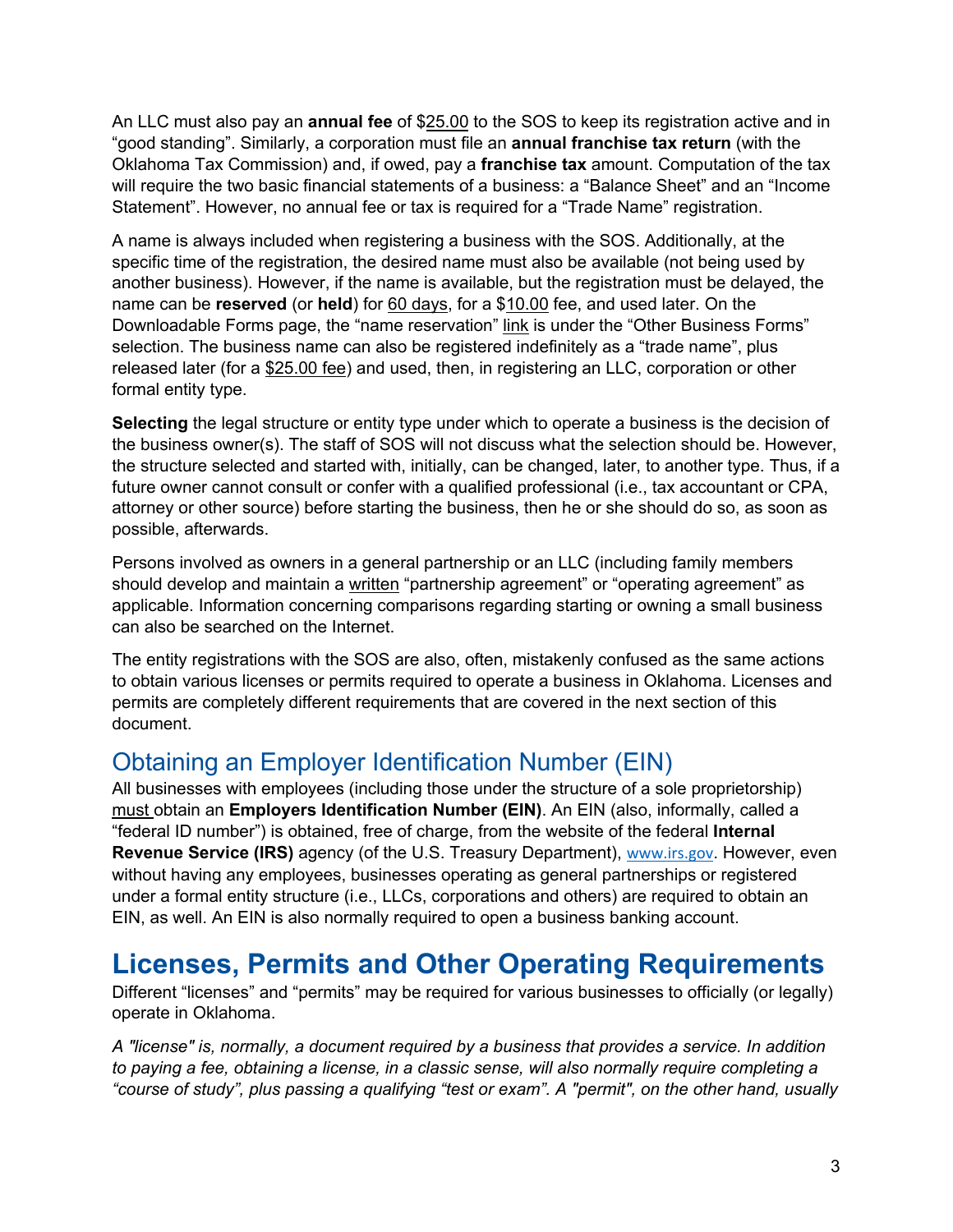An LLC must also pay an **annual fee** of $25.00 to the SOS to keep its registration active and in "good standing". Similarly, a corporation must file an **annual franchise tax return** (with the Oklahoma Tax Commission) and, if owed, pay a **franchise tax** amount. Computation of the tax will require the two basic financial statements of a business: a "Balance Sheet" and an "Income Statement". However, no annual fee or tax is required for a "Trade Name" registration.

A name is always included when registering a business with the SOS. Additionally, at the specific time of the registration, the desired name must also be available (not being used by another business). However, if the name is available, but the registration must be delayed, the name can be **reserved** (or **held**) for 60 days, for a $10.00 fee, and used later. On the Downloadable Forms page, the "name reservation" link is under the "Other Business Forms" selection. The business name can also be registered indefinitely as a "trade name", plus released later (for a $25.00 fee) and used, then, in registering an LLC, corporation or other formal entity type.

**Selecting** the legal structure or entity type under which to operate a business is the decision of the business owner(s). The staff of SOS will not discuss what the selection should be. However, the structure selected and started with, initially, can be changed, later, to another type. Thus, if a future owner cannot consult or confer with a qualified professional (i.e., tax accountant or CPA, attorney or other source) before starting the business, then he or she should do so, as soon as possible, afterwards.

Persons involved as owners in a general partnership or an LLC (including family members should develop and maintain a written "partnership agreement" or "operating agreement" as applicable. Information concerning comparisons regarding starting or owning a small business can also be searched on the Internet.

The entity registrations with the SOS are also, often, mistakenly confused as the same actions to obtain various licenses or permits required to operate a business in Oklahoma. Licenses and permits are completely different requirements that are covered in the next section of this document.

## Obtaining an Employer Identification Number (EIN)

All businesses with employees (including those under the structure of a sole proprietorship) must obtain an **Employers Identification Number (EIN)**. An EIN (also, informally, called a "federal ID number") is obtained, free of charge, from the website of the federal **Internal Revenue Service (IRS)** agency (of the U.S. Treasury Department), www.irs.gov. However, even without having any employees, businesses operating as general partnerships or registered under a formal entity structure (i.e., LLCs, corporations and others) are required to obtain an EIN, as well. An EIN is also normally required to open a business banking account.

# Licenses, Permits and Other Operating Requirements

Different "licenses" and "permits" may be required for various businesses to officially (or legally) operate in Oklahoma.

*A "license" is, normally, a document required by a business that provides a service. In addition to paying a fee, obtaining a license, in a classic sense, will also normally require completing a "course of study", plus passing a qualifying "test or exam". A "permit", on the other hand, usually*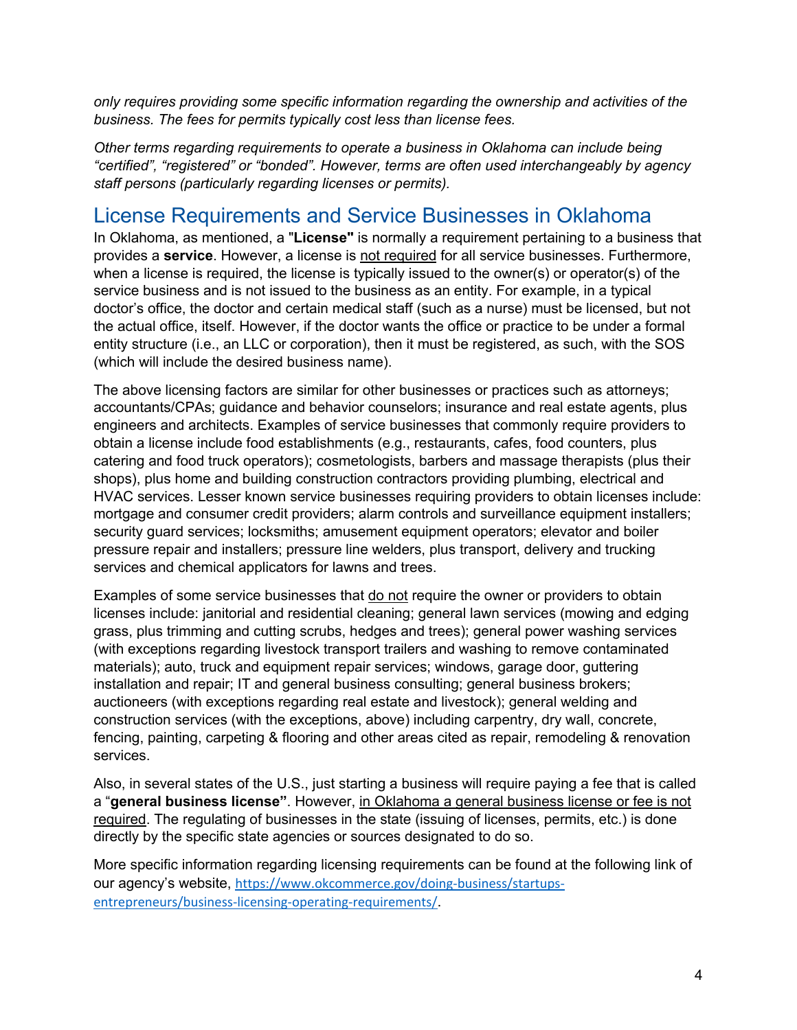*only requires providing some specific information regarding the ownership and activities of the business. The fees for permits typically cost less than license fees.*

*Other terms regarding requirements to operate a business in Oklahoma can include being "certified", "registered" or "bonded". However, terms are often used interchangeably by agency staff persons (particularly regarding licenses or permits).*

## License Requirements and Service Businesses in Oklahoma

In Oklahoma, as mentioned, a "**License"** is normally a requirement pertaining to a business that provides a **service**. However, a license is <u>not required</u> for all service businesses. Furthermore, when a license is required, the license is typically issued to the owner(s) or operator(s) of the service business and is not issued to the business as an entity. For example, in a typical doctor's office, the doctor and certain medical staff (such as a nurse) must be licensed, but not the actual office, itself. However, if the doctor wants the office or practice to be under a formal entity structure (i.e., an LLC or corporation), then it must be registered, as such, with the SOS (which will include the desired business name).

The above licensing factors are similar for other businesses or practices such as attorneys; accountants/CPAs; guidance and behavior counselors; insurance and real estate agents, plus engineers and architects. Examples of service businesses that commonly require providers to obtain a license include food establishments (e.g., restaurants, cafes, food counters, plus catering and food truck operators); cosmetologists, barbers and massage therapists (plus their shops), plus home and building construction contractors providing plumbing, electrical and HVAC services. Lesser known service businesses requiring providers to obtain licenses include: mortgage and consumer credit providers; alarm controls and surveillance equipment installers; security guard services; locksmiths; amusement equipment operators; elevator and boiler pressure repair and installers; pressure line welders, plus transport, delivery and trucking services and chemical applicators for lawns and trees.

Examples of some service businesses that <u>do not</u> require the owner or providers to obtain licenses include: janitorial and residential cleaning; general lawn services (mowing and edging grass, plus trimming and cutting scrubs, hedges and trees); general power washing services (with exceptions regarding livestock transport trailers and washing to remove contaminated materials); auto, truck and equipment repair services; windows, garage door, guttering installation and repair; IT and general business consulting; general business brokers; auctioneers (with exceptions regarding real estate and livestock); general welding and construction services (with the exceptions, above) including carpentry, dry wall, concrete, fencing, painting, carpeting & flooring and other areas cited as repair, remodeling & renovation services.

Also, in several states of the U.S., just starting a business will require paying a fee that is called a "**general business license"**. However, <u>in Oklahoma a general business license or fee is not required</u>. The regulating of businesses in the state (issuing of licenses, permits, etc.) is done directly by the specific state agencies or sources designated to do so.

More specific information regarding licensing requirements can be found at the following link of our agency's website, https://www.okcommerce.gov/doing-business/startups-entrepreneurs/business-licensing-operating-requirements/.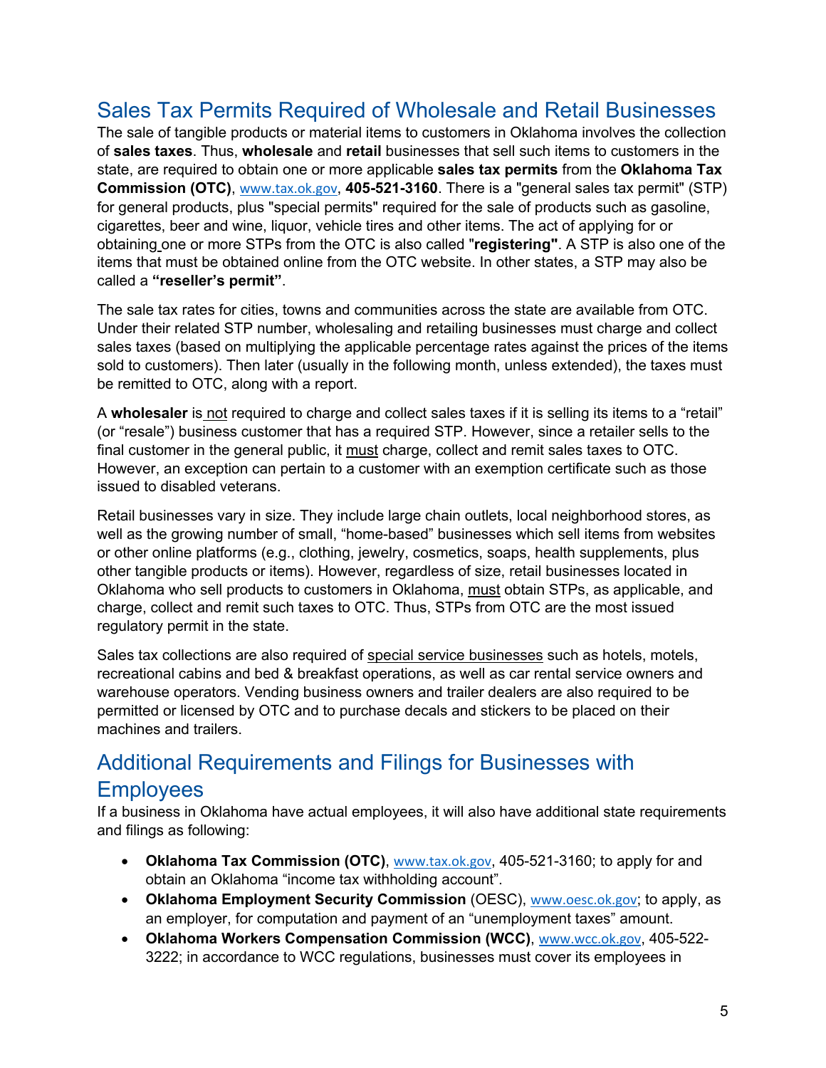## Sales Tax Permits Required of Wholesale and Retail Businesses

The sale of tangible products or material items to customers in Oklahoma involves the collection of **sales taxes**. Thus, **wholesale** and **retail** businesses that sell such items to customers in the state, are required to obtain one or more applicable **sales tax permits** from the **Oklahoma Tax Commission (OTC)**, www.tax.ok.gov, **405-521-3160**. There is a "general sales tax permit" (STP) for general products, plus "special permits" required for the sale of products such as gasoline, cigarettes, beer and wine, liquor, vehicle tires and other items. The act of applying for or obtaining one or more STPs from the OTC is also called "**registering"**. A STP is also one of the items that must be obtained online from the OTC website. In other states, a STP may also be called a **"reseller's permit"**.

The sale tax rates for cities, towns and communities across the state are available from OTC. Under their related STP number, wholesaling and retailing businesses must charge and collect sales taxes (based on multiplying the applicable percentage rates against the prices of the items sold to customers). Then later (usually in the following month, unless extended), the taxes must be remitted to OTC, along with a report.

A **wholesaler** is not required to charge and collect sales taxes if it is selling its items to a "retail" (or "resale") business customer that has a required STP. However, since a retailer sells to the final customer in the general public, it must charge, collect and remit sales taxes to OTC. However, an exception can pertain to a customer with an exemption certificate such as those issued to disabled veterans.

Retail businesses vary in size. They include large chain outlets, local neighborhood stores, as well as the growing number of small, "home-based" businesses which sell items from websites or other online platforms (e.g., clothing, jewelry, cosmetics, soaps, health supplements, plus other tangible products or items). However, regardless of size, retail businesses located in Oklahoma who sell products to customers in Oklahoma, must obtain STPs, as applicable, and charge, collect and remit such taxes to OTC. Thus, STPs from OTC are the most issued regulatory permit in the state.

Sales tax collections are also required of special service businesses such as hotels, motels, recreational cabins and bed & breakfast operations, as well as car rental service owners and warehouse operators. Vending business owners and trailer dealers are also required to be permitted or licensed by OTC and to purchase decals and stickers to be placed on their machines and trailers.

## Additional Requirements and Filings for Businesses with Employees

If a business in Oklahoma have actual employees, it will also have additional state requirements and filings as following:

- **Oklahoma Tax Commission (OTC)**, www.tax.ok.gov, 405-521-3160; to apply for and obtain an Oklahoma "income tax withholding account".
- **Oklahoma Employment Security Commission** (OESC), www.oesc.ok.gov; to apply, as an employer, for computation and payment of an "unemployment taxes" amount.
- **Oklahoma Workers Compensation Commission (WCC)**, www.wcc.ok.gov, 405-522-3222; in accordance to WCC regulations, businesses must cover its employees in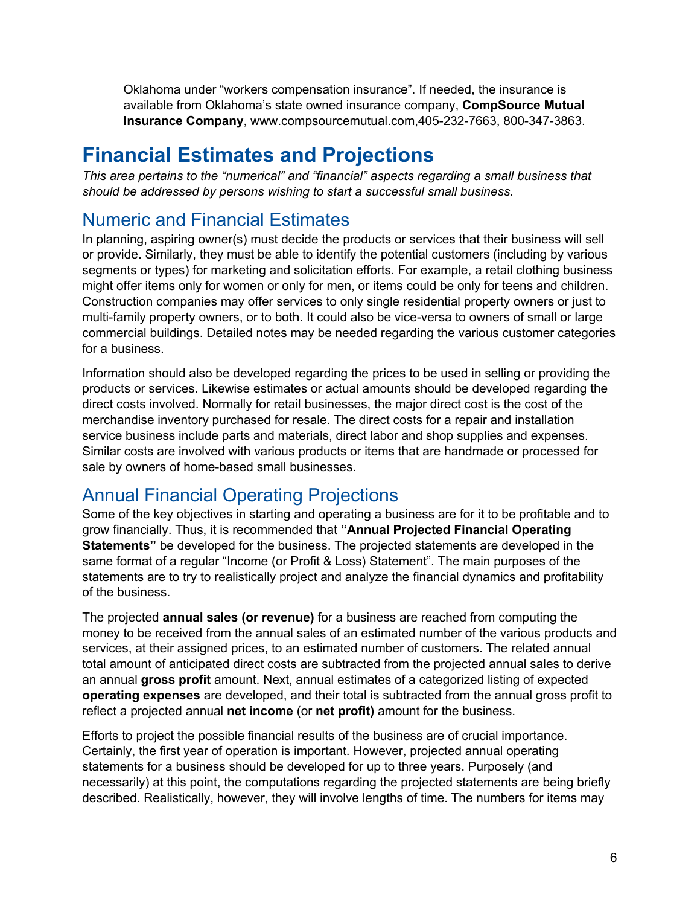Oklahoma under “workers compensation insurance”. If needed, the insurance is available from Oklahoma’s state owned insurance company, **CompSource Mutual Insurance Company**, www.compsourcemutual.com,405-232-7663, 800-347-3863.

# Financial Estimates and Projections

*This area pertains to the “numerical” and “financial” aspects regarding a small business that should be addressed by persons wishing to start a successful small business.*

## Numeric and Financial Estimates

In planning, aspiring owner(s) must decide the products or services that their business will sell or provide. Similarly, they must be able to identify the potential customers (including by various segments or types) for marketing and solicitation efforts. For example, a retail clothing business might offer items only for women or only for men, or items could be only for teens and children. Construction companies may offer services to only single residential property owners or just to multi-family property owners, or to both. It could also be vice-versa to owners of small or large commercial buildings. Detailed notes may be needed regarding the various customer categories for a business.

Information should also be developed regarding the prices to be used in selling or providing the products or services. Likewise estimates or actual amounts should be developed regarding the direct costs involved. Normally for retail businesses, the major direct cost is the cost of the merchandise inventory purchased for resale. The direct costs for a repair and installation service business include parts and materials, direct labor and shop supplies and expenses. Similar costs are involved with various products or items that are handmade or processed for sale by owners of home-based small businesses.

## Annual Financial Operating Projections

Some of the key objectives in starting and operating a business are for it to be profitable and to grow financially. Thus, it is recommended that **“Annual Projected Financial Operating Statements”** be developed for the business. The projected statements are developed in the same format of a regular “Income (or Profit & Loss) Statement”. The main purposes of the statements are to try to realistically project and analyze the financial dynamics and profitability of the business.

The projected **annual sales (or revenue)** for a business are reached from computing the money to be received from the annual sales of an estimated number of the various products and services, at their assigned prices, to an estimated number of customers. The related annual total amount of anticipated direct costs are subtracted from the projected annual sales to derive an annual **gross profit** amount. Next, annual estimates of a categorized listing of expected **operating expenses** are developed, and their total is subtracted from the annual gross profit to reflect a projected annual **net income** (or **net profit)** amount for the business.

Efforts to project the possible financial results of the business are of crucial importance. Certainly, the first year of operation is important. However, projected annual operating statements for a business should be developed for up to three years. Purposely (and necessarily) at this point, the computations regarding the projected statements are being briefly described. Realistically, however, they will involve lengths of time. The numbers for items may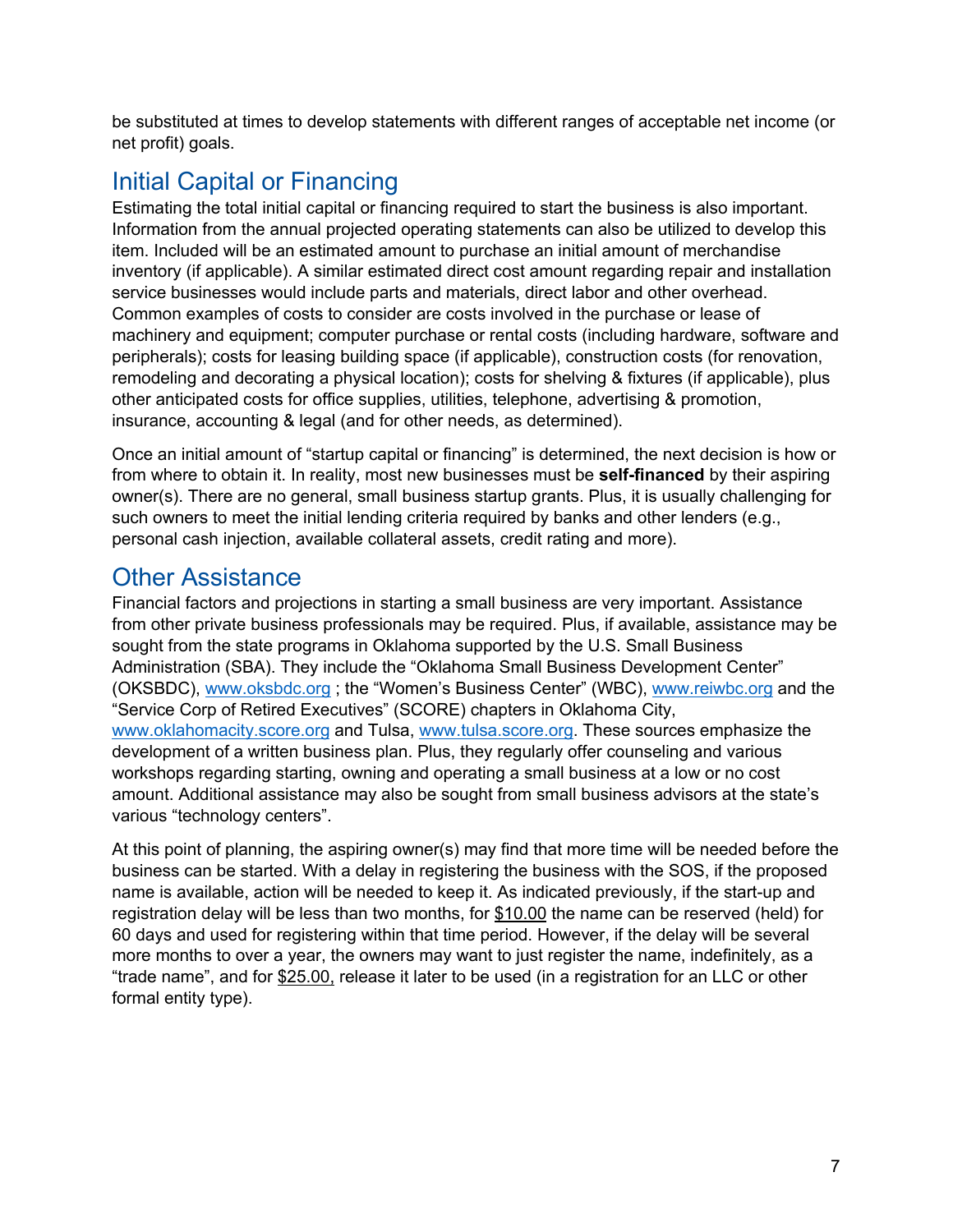be substituted at times to develop statements with different ranges of acceptable net income (or net profit) goals.

## Initial Capital or Financing

Estimating the total initial capital or financing required to start the business is also important. Information from the annual projected operating statements can also be utilized to develop this item. Included will be an estimated amount to purchase an initial amount of merchandise inventory (if applicable). A similar estimated direct cost amount regarding repair and installation service businesses would include parts and materials, direct labor and other overhead. Common examples of costs to consider are costs involved in the purchase or lease of machinery and equipment; computer purchase or rental costs (including hardware, software and peripherals); costs for leasing building space (if applicable), construction costs (for renovation, remodeling and decorating a physical location); costs for shelving & fixtures (if applicable), plus other anticipated costs for office supplies, utilities, telephone, advertising & promotion, insurance, accounting & legal (and for other needs, as determined).

Once an initial amount of "startup capital or financing" is determined, the next decision is how or from where to obtain it. In reality, most new businesses must be **self-financed** by their aspiring owner(s). There are no general, small business startup grants. Plus, it is usually challenging for such owners to meet the initial lending criteria required by banks and other lenders (e.g., personal cash injection, available collateral assets, credit rating and more).

## Other Assistance

Financial factors and projections in starting a small business are very important. Assistance from other private business professionals may be required. Plus, if available, assistance may be sought from the state programs in Oklahoma supported by the U.S. Small Business Administration (SBA). They include the "Oklahoma Small Business Development Center" (OKSBDC), www.oksbdc.org ; the "Women's Business Center" (WBC), www.reiwbc.org and the "Service Corp of Retired Executives" (SCORE) chapters in Oklahoma City, www.oklahomacity.score.org and Tulsa, www.tulsa.score.org. These sources emphasize the development of a written business plan. Plus, they regularly offer counseling and various workshops regarding starting, owning and operating a small business at a low or no cost amount. Additional assistance may also be sought from small business advisors at the state's various "technology centers".

At this point of planning, the aspiring owner(s) may find that more time will be needed before the business can be started. With a delay in registering the business with the SOS, if the proposed name is available, action will be needed to keep it. As indicated previously, if the start-up and registration delay will be less than two months, for $10.00 the name can be reserved (held) for 60 days and used for registering within that time period. However, if the delay will be several more months to over a year, the owners may want to just register the name, indefinitely, as a "trade name", and for $25.00, release it later to be used (in a registration for an LLC or other formal entity type).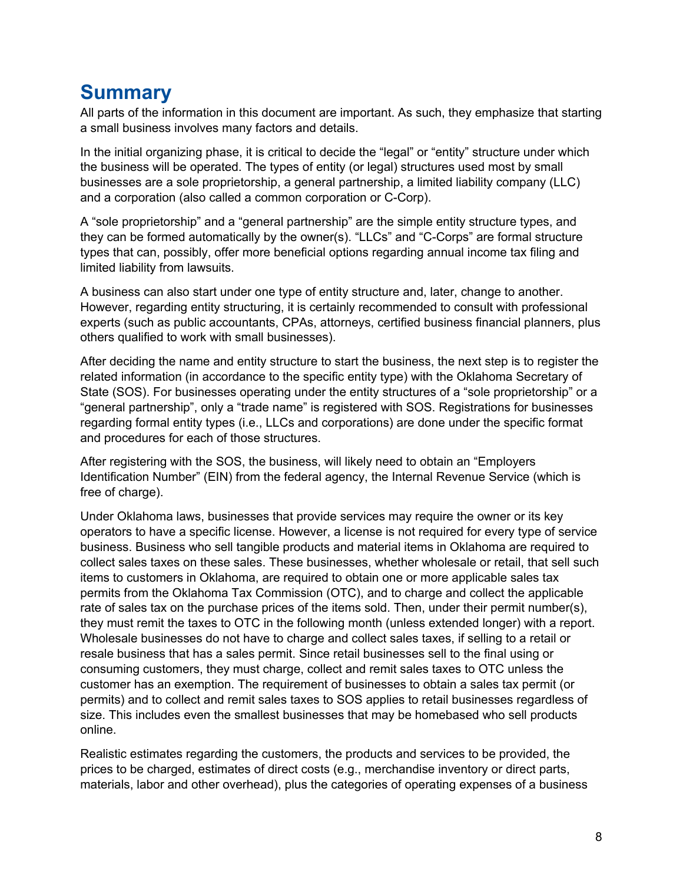## Summary

All parts of the information in this document are important. As such, they emphasize that starting a small business involves many factors and details.

In the initial organizing phase, it is critical to decide the "legal" or "entity" structure under which the business will be operated. The types of entity (or legal) structures used most by small businesses are a sole proprietorship, a general partnership, a limited liability company (LLC) and a corporation (also called a common corporation or C-Corp).

A "sole proprietorship" and a "general partnership" are the simple entity structure types, and they can be formed automatically by the owner(s). "LLCs" and "C-Corps" are formal structure types that can, possibly, offer more beneficial options regarding annual income tax filing and limited liability from lawsuits.

A business can also start under one type of entity structure and, later, change to another. However, regarding entity structuring, it is certainly recommended to consult with professional experts (such as public accountants, CPAs, attorneys, certified business financial planners, plus others qualified to work with small businesses).

After deciding the name and entity structure to start the business, the next step is to register the related information (in accordance to the specific entity type) with the Oklahoma Secretary of State (SOS). For businesses operating under the entity structures of a "sole proprietorship" or a "general partnership", only a "trade name" is registered with SOS. Registrations for businesses regarding formal entity types (i.e., LLCs and corporations) are done under the specific format and procedures for each of those structures.

After registering with the SOS, the business, will likely need to obtain an "Employers Identification Number" (EIN) from the federal agency, the Internal Revenue Service (which is free of charge).

Under Oklahoma laws, businesses that provide services may require the owner or its key operators to have a specific license. However, a license is not required for every type of service business. Business who sell tangible products and material items in Oklahoma are required to collect sales taxes on these sales. These businesses, whether wholesale or retail, that sell such items to customers in Oklahoma, are required to obtain one or more applicable sales tax permits from the Oklahoma Tax Commission (OTC), and to charge and collect the applicable rate of sales tax on the purchase prices of the items sold. Then, under their permit number(s), they must remit the taxes to OTC in the following month (unless extended longer) with a report. Wholesale businesses do not have to charge and collect sales taxes, if selling to a retail or resale business that has a sales permit. Since retail businesses sell to the final using or consuming customers, they must charge, collect and remit sales taxes to OTC unless the customer has an exemption. The requirement of businesses to obtain a sales tax permit (or permits) and to collect and remit sales taxes to SOS applies to retail businesses regardless of size. This includes even the smallest businesses that may be homebased who sell products online.

Realistic estimates regarding the customers, the products and services to be provided, the prices to be charged, estimates of direct costs (e.g., merchandise inventory or direct parts, materials, labor and other overhead), plus the categories of operating expenses of a business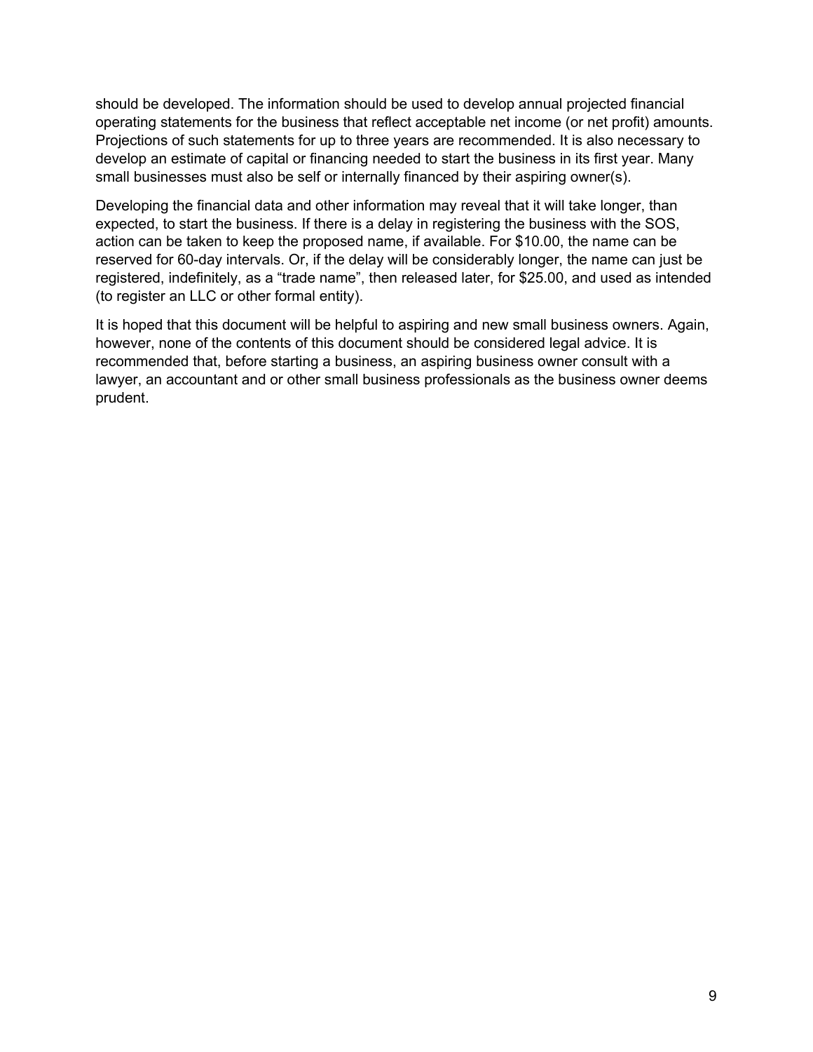should be developed. The information should be used to develop annual projected financial operating statements for the business that reflect acceptable net income (or net profit) amounts. Projections of such statements for up to three years are recommended. It is also necessary to develop an estimate of capital or financing needed to start the business in its first year. Many small businesses must also be self or internally financed by their aspiring owner(s).

Developing the financial data and other information may reveal that it will take longer, than expected, to start the business. If there is a delay in registering the business with the SOS, action can be taken to keep the proposed name, if available. For $10.00, the name can be reserved for 60-day intervals. Or, if the delay will be considerably longer, the name can just be registered, indefinitely, as a “trade name”, then released later, for $25.00, and used as intended (to register an LLC or other formal entity).

It is hoped that this document will be helpful to aspiring and new small business owners. Again, however, none of the contents of this document should be considered legal advice. It is recommended that, before starting a business, an aspiring business owner consult with a lawyer, an accountant and or other small business professionals as the business owner deems prudent.